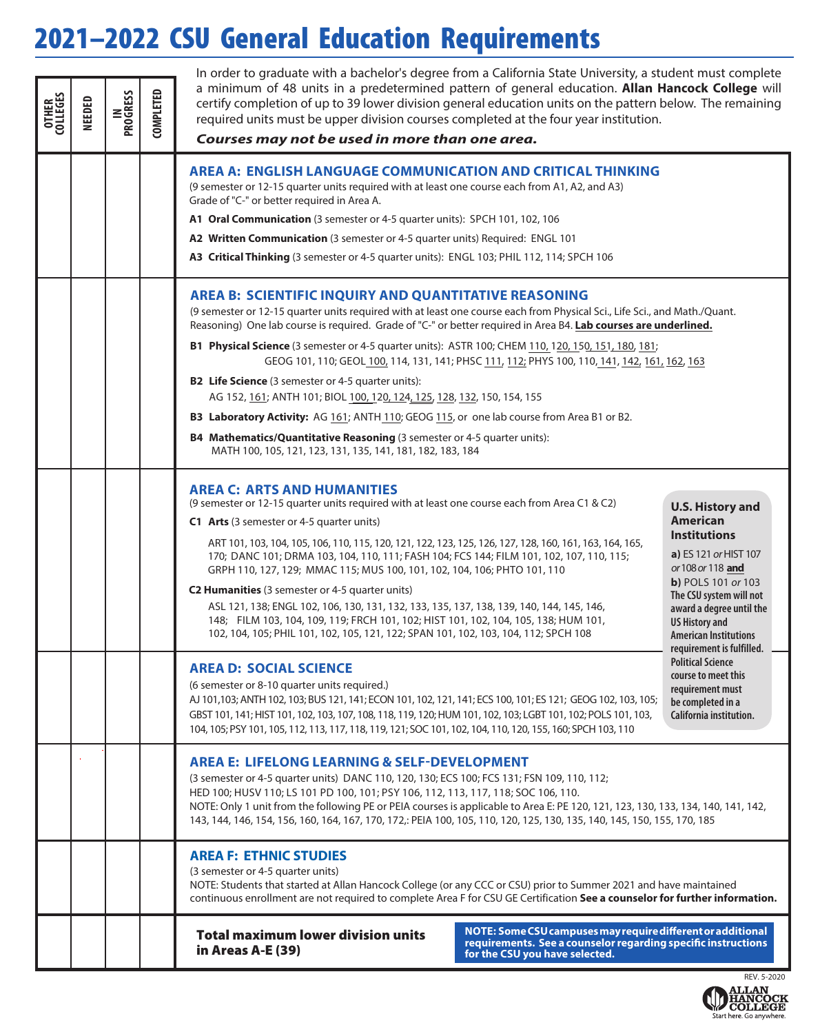# 2021–2022 CSU General Education Requirements

In order to graduate with a bachelor's degree from a California State University, a student must complete a minimum of 48 units in a predetermined pattern of general education. **Allan Hancock College** will certify completion of up to 39 lower division general education units on the pattern below. The remaining required units must be upper division courses completed at the four year institution.

***Courses may not be used in more than one area.***

| OTHER COLLEGES | NEEDED | IN PROGRESS | COMPLETED | REQUIREMENT |
|---|---|---|---|---|
| | | | | **AREA A: ENGLISH LANGUAGE COMMUNICATION AND CRITICAL THINKING** |
| | | | | **AREA B: SCIENTIFIC INQUIRY AND QUANTITATIVE REASONING** |
| | | | | **AREA C: ARTS AND HUMANITIES** |
| | | | | **AREA D: SOCIAL SCIENCE** |
| | | | | **AREA E: LIFELONG LEARNING & SELF-DEVELOPMENT** |
| | | | | **AREA F: ETHNIC STUDIES** |
| | | | | **Total maximum lower division units in Areas A-E (39)** |

## AREA A: ENGLISH LANGUAGE COMMUNICATION AND CRITICAL THINKING

(9 semester or 12-15 quarter units required with at least one course each from A1, A2, and A3)
Grade of "C-" or better required in Area A.

**A1 Oral Communication** (3 semester or 4-5 quarter units): SPCH 101, 102, 106

**A2 Written Communication** (3 semester or 4-5 quarter units) Required: ENGL 101

**A3 Critical Thinking** (3 semester or 4-5 quarter units): ENGL 103; PHIL 112, 114; SPCH 106

## AREA B: SCIENTIFIC INQUIRY AND QUANTITATIVE REASONING

(9 semester or 12-15 quarter units required with at least one course each from Physical Sci., Life Sci., and Math./Quant. Reasoning) One lab course is required. Grade of "C-" or better required in Area B4. **Lab courses are underlined.**

**B1 Physical Science** (3 semester or 4-5 quarter units): ASTR 100; CHEM <u>110</u>, <u>120</u>, <u>150</u>, <u>151</u>, <u>180</u>, <u>181</u>; GEOG 101, 110; GEOL <u>100</u>, 114, 131, 141; PHSC <u>111</u>, <u>112</u>; PHYS 100, 110, <u>141</u>, <u>142</u>, <u>161</u>, <u>162</u>, <u>163</u>

**B2 Life Science** (3 semester or 4-5 quarter units): AG 152, <u>161</u>; ANTH 101; BIOL <u>100</u>, <u>120</u>, <u>124</u>, <u>125</u>, <u>128</u>, <u>132</u>, 150, 154, 155

**B3 Laboratory Activity:** AG <u>161</u>; ANTH <u>110</u>; GEOG <u>115</u>, or one lab course from Area B1 or B2.

**B4 Mathematics/Quantitative Reasoning** (3 semester or 4-5 quarter units): MATH 100, 105, 121, 123, 131, 135, 141, 181, 182, 183, 184

## AREA C: ARTS AND HUMANITIES

(9 semester or 12-15 quarter units required with at least one course each from Area C1 & C2)

**C1 Arts** (3 semester or 4-5 quarter units)

ART 101, 103, 104, 105, 106, 110, 115, 120, 121, 122, 123, 125, 126, 127, 128, 160, 161, 163, 164, 165, 170; DANC 101; DRMA 103, 104, 110, 111; FASH 104; FCS 144; FILM 101, 102, 107, 110, 115; GRPH 110, 127, 129; MMAC 115; MUS 100, 101, 102, 104, 106; PHTO 101, 110

**C2 Humanities** (3 semester or 4-5 quarter units)

ASL 121, 138; ENGL 102, 106, 130, 131, 132, 133, 135, 137, 138, 139, 140, 144, 145, 146, 148; FILM 103, 104, 109, 119; FRCH 101, 102; HIST 101, 102, 104, 105, 138; HUM 101, 102, 104, 105; PHIL 101, 102, 105, 121, 122; SPAN 101, 102, 103, 104, 112; SPCH 108

### U.S. History and American Institutions

**a)** ES 121 *or* HIST 107 *or* 108 *or* 118 **<u>and</u>**

**b)** POLS 101 *or* 103

**The CSU system will not award a degree until the US History and American Institutions requirement is fulfilled. Political Science course to meet this requirement must be completed in a California institution.**

## AREA D: SOCIAL SCIENCE

(6 semester or 8-10 quarter units required.)

AJ 101,103; ANTH 102, 103; BUS 121, 141; ECON 101, 102, 121, 141; ECS 100, 101; ES 121; GEOG 102, 103, 105; GBST 101, 141; HIST 101, 102, 103, 107, 108, 118, 119, 120; HUM 101, 102, 103; LGBT 101, 102; POLS 101, 103, 104, 105; PSY 101, 105, 112, 113, 117, 118, 119, 121; SOC 101, 102, 104, 110, 120, 155, 160; SPCH 103, 110

## AREA E: LIFELONG LEARNING & SELF-DEVELOPMENT

(3 semester or 4-5 quarter units) DANC 110, 120, 130; ECS 100; FCS 131; FSN 109, 110, 112; HED 100; HUSV 110; LS 101 PD 100, 101; PSY 106, 112, 113, 117, 118; SOC 106, 110.

NOTE: Only 1 unit from the following PE or PEIA courses is applicable to Area E: PE 120, 121, 123, 130, 133, 134, 140, 141, 142, 143, 144, 146, 154, 156, 160, 164, 167, 170, 172,: PEIA 100, 105, 110, 120, 125, 130, 135, 140, 145, 150, 155, 170, 185

## AREA F: ETHNIC STUDIES

(3 semester or 4-5 quarter units)

NOTE: Students that started at Allan Hancock College (or any CCC or CSU) prior to Summer 2021 and have maintained continuous enrollment are not required to complete Area F for CSU GE Certification **See a counselor for further information.**

**Total maximum lower division units in Areas A-E (39)**

**NOTE: Some CSU campuses may require different or additional requirements. See a counselor regarding specific instructions for the CSU you have selected.**

REV. 5-2020

ALLAN HANCOCK COLLEGE
Start here. Go anywhere.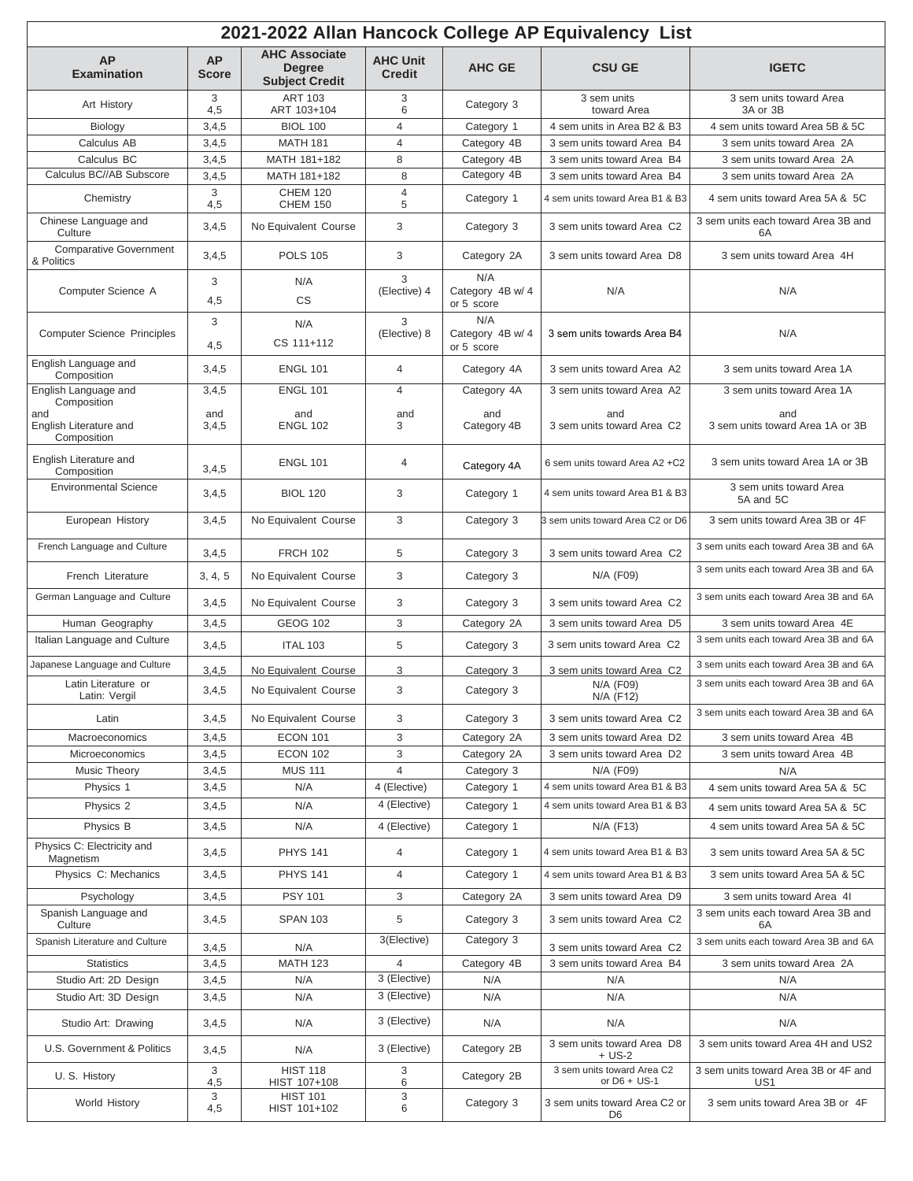# 2021-2022 Allan Hancock College AP Equivalency List

| AP Examination | AP Score | AHC Associate Degree Subject Credit | AHC Unit Credit | AHC GE | CSU GE | IGETC |
|---|---|---|---|---|---|---|
| Art History | 3<br>4,5 | ART 103<br>ART 103+104 | 3<br>6 | Category 3 | 3 sem units toward Area | 3 sem units toward Area 3A or 3B |
| Biology | 3,4,5 | BIOL 100 | 4 | Category 1 | 4 sem units in Area B2 & B3 | 4 sem units toward Area 5B & 5C |
| Calculus AB | 3,4,5 | MATH 181 | 4 | Category 4B | 3 sem units toward Area B4 | 3 sem units toward Area 2A |
| Calculus BC | 3,4,5 | MATH 181+182 | 8 | Category 4B | 3 sem units toward Area B4 | 3 sem units toward Area 2A |
| Calculus BC//AB Subscore | 3,4,5 | MATH 181+182 | 8 | Category 4B | 3 sem units toward Area B4 | 3 sem units toward Area 2A |
| Chemistry | 3<br>4,5 | CHEM 120<br>CHEM 150 | 4<br>5 | Category 1 | 4 sem units toward Area B1 & B3 | 4 sem units toward Area 5A & 5C |
| Chinese Language and Culture | 3,4,5 | No Equivalent Course | 3 | Category 3 | 3 sem units toward Area C2 | 3 sem units each toward Area 3B and 6A |
| Comparative Government & Politics | 3,4,5 | POLS 105 | 3 | Category 2A | 3 sem units toward Area D8 | 3 sem units toward Area 4H |
| Computer Science A | 3<br>4,5 | N/A<br>CS | 3<br>(Elective) 4 | N/A<br>Category 4B w/ 4 or 5 score | N/A | N/A |
| Computer Science Principles | 3<br>4,5 | N/A<br>CS 111+112 | 3<br>(Elective) 8 | N/A<br>Category 4B w/ 4 or 5 score | 3 sem units towards Area B4 | N/A |
| English Language and Composition | 3,4,5 | ENGL 101 | 4 | Category 4A | 3 sem units toward Area A2 | 3 sem units toward Area 1A |
| English Language and Composition<br>and<br>English Literature and Composition | 3,4,5<br>and<br>3,4,5 | ENGL 101<br>and<br>ENGL 102 | 4<br>and<br>3 | Category 4A<br>and<br>Category 4B | 3 sem units toward Area A2<br>and<br>3 sem units toward Area C2 | 3 sem units toward Area 1A<br>and<br>3 sem units toward Area 1A or 3B |
| English Literature and Composition | 3,4,5 | ENGL 101 | 4 | Category 4A | 6 sem units toward Area A2 +C2 | 3 sem units toward Area 1A or 3B |
| Environmental Science | 3,4,5 | BIOL 120 | 3 | Category 1 | 4 sem units toward Area B1 & B3 | 3 sem units toward Area 5A and 5C |
| European History | 3,4,5 | No Equivalent Course | 3 | Category 3 | 3 sem units toward Area C2 or D6 | 3 sem units toward Area 3B or 4F |
| French Language and Culture | 3,4,5 | FRCH 102 | 5 | Category 3 | 3 sem units toward Area C2 | 3 sem units each toward Area 3B and 6A |
| French Literature | 3, 4, 5 | No Equivalent Course | 3 | Category 3 | N/A (F09) | 3 sem units each toward Area 3B and 6A |
| German Language and Culture | 3,4,5 | No Equivalent Course | 3 | Category 3 | 3 sem units toward Area C2 | 3 sem units each toward Area 3B and 6A |
| Human Geography | 3,4,5 | GEOG 102 | 3 | Category 2A | 3 sem units toward Area D5 | 3 sem units toward Area 4E |
| Italian Language and Culture | 3,4,5 | ITAL 103 | 5 | Category 3 | 3 sem units toward Area C2 | 3 sem units each toward Area 3B and 6A |
| Japanese Language and Culture | 3,4,5 | No Equivalent Course | 3 | Category 3 | 3 sem units toward Area C2 | 3 sem units each toward Area 3B and 6A |
| Latin Literature or Latin: Vergil | 3,4,5 | No Equivalent Course | 3 | Category 3 | N/A (F09)<br>N/A (F12) | 3 sem units each toward Area 3B and 6A |
| Latin | 3,4,5 | No Equivalent Course | 3 | Category 3 | 3 sem units toward Area C2 | 3 sem units each toward Area 3B and 6A |
| Macroeconomics | 3,4,5 | ECON 101 | 3 | Category 2A | 3 sem units toward Area D2 | 3 sem units toward Area 4B |
| Microeconomics | 3,4,5 | ECON 102 | 3 | Category 2A | 3 sem units toward Area D2 | 3 sem units toward Area 4B |
| Music Theory | 3,4,5 | MUS 111 | 4 | Category 3 | N/A (F09) | N/A |
| Physics 1 | 3,4,5 | N/A | 4 (Elective) | Category 1 | 4 sem units toward Area B1 & B3 | 4 sem units toward Area 5A & 5C |
| Physics 2 | 3,4,5 | N/A | 4 (Elective) | Category 1 | 4 sem units toward Area B1 & B3 | 4 sem units toward Area 5A & 5C |
| Physics B | 3,4,5 | N/A | 4 (Elective) | Category 1 | N/A (F13) | 4 sem units toward Area 5A & 5C |
| Physics C: Electricity and Magnetism | 3,4,5 | PHYS 141 | 4 | Category 1 | 4 sem units toward Area B1 & B3 | 3 sem units toward Area 5A & 5C |
| Physics C: Mechanics | 3,4,5 | PHYS 141 | 4 | Category 1 | 4 sem units toward Area B1 & B3 | 3 sem units toward Area 5A & 5C |
| Psychology | 3,4,5 | PSY 101 | 3 | Category 2A | 3 sem units toward Area D9 | 3 sem units toward Area 4I |
| Spanish Language and Culture | 3,4,5 | SPAN 103 | 5 | Category 3 | 3 sem units toward Area C2 | 3 sem units each toward Area 3B and 6A |
| Spanish Literature and Culture | 3,4,5 | N/A | 3(Elective) | Category 3 | 3 sem units toward Area C2 | 3 sem units each toward Area 3B and 6A |
| Statistics | 3,4,5 | MATH 123 | 4 | Category 4B | 3 sem units toward Area B4 | 3 sem units toward Area 2A |
| Studio Art: 2D Design | 3,4,5 | N/A | 3 (Elective) | N/A | N/A | N/A |
| Studio Art: 3D Design | 3,4,5 | N/A | 3 (Elective) | N/A | N/A | N/A |
| Studio Art: Drawing | 3,4,5 | N/A | 3 (Elective) | N/A | N/A | N/A |
| U.S. Government & Politics | 3,4,5 | N/A | 3 (Elective) | Category 2B | 3 sem units toward Area D8 + US-2 | 3 sem units toward Area 4H and US2 |
| U. S. History | 3<br>4,5 | HIST 118<br>HIST 107+108 | 3<br>6 | Category 2B | 3 sem units toward Area C2 or D6 + US-1 | 3 sem units toward Area 3B or 4F and US1 |
| World History | 3<br>4,5 | HIST 101<br>HIST 101+102 | 3<br>6 | Category 3 | 3 sem units toward Area C2 or D6 | 3 sem units toward Area 3B or 4F |